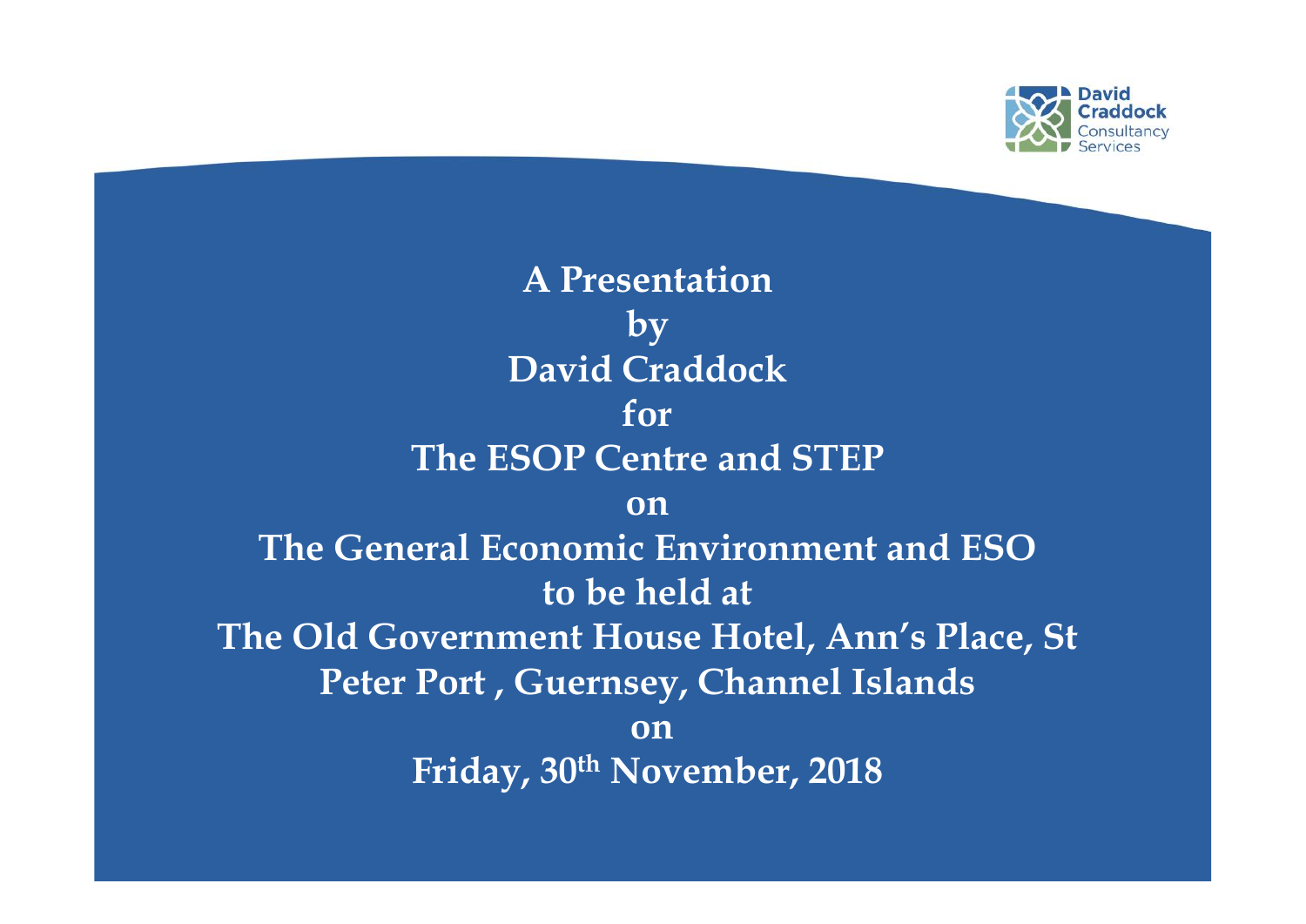David Craddock Consultancy Services

# A Presentation by David Craddock for The ESOP Centre and STEP on The General Economic Environment and ESO to be held at The Old Government House Hotel, Ann's Place, St Peter Port , Guernsey, Channel Islands on Friday, 30th November, 2018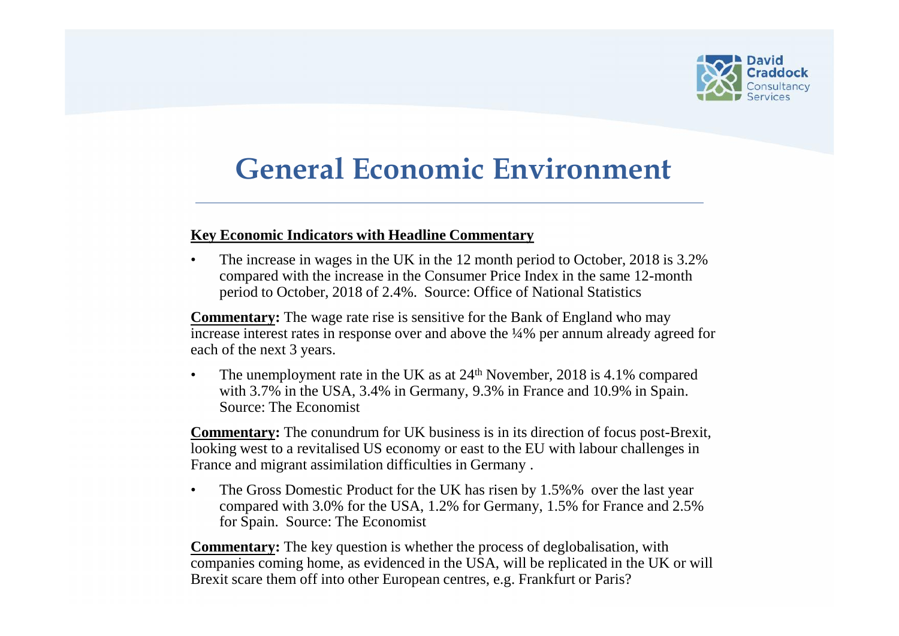# General Economic Environment

**Key Economic Indicators with Headline Commentary**

- The increase in wages in the UK in the 12 month period to October, 2018 is 3.2% compared with the increase in the Consumer Price Index in the same 12-month period to October, 2018 of 2.4%. Source: Office of National Statistics

**Commentary:** The wage rate rise is sensitive for the Bank of England who may increase interest rates in response over and above the ¼% per annum already agreed for each of the next 3 years.

- The unemployment rate in the UK as at 24th November, 2018 is 4.1% compared with 3.7% in the USA, 3.4% in Germany, 9.3% in France and 10.9% in Spain. Source: The Economist

**Commentary:** The conundrum for UK business is in its direction of focus post-Brexit, looking west to a revitalised US economy or east to the EU with labour challenges in France and migrant assimilation difficulties in Germany .

- The Gross Domestic Product for the UK has risen by 1.5%% over the last year compared with 3.0% for the USA, 1.2% for Germany, 1.5% for France and 2.5% for Spain. Source: The Economist

**Commentary:** The key question is whether the process of deglobalisation, with companies coming home, as evidenced in the USA, will be replicated in the UK or will Brexit scare them off into other European centres, e.g. Frankfurt or Paris?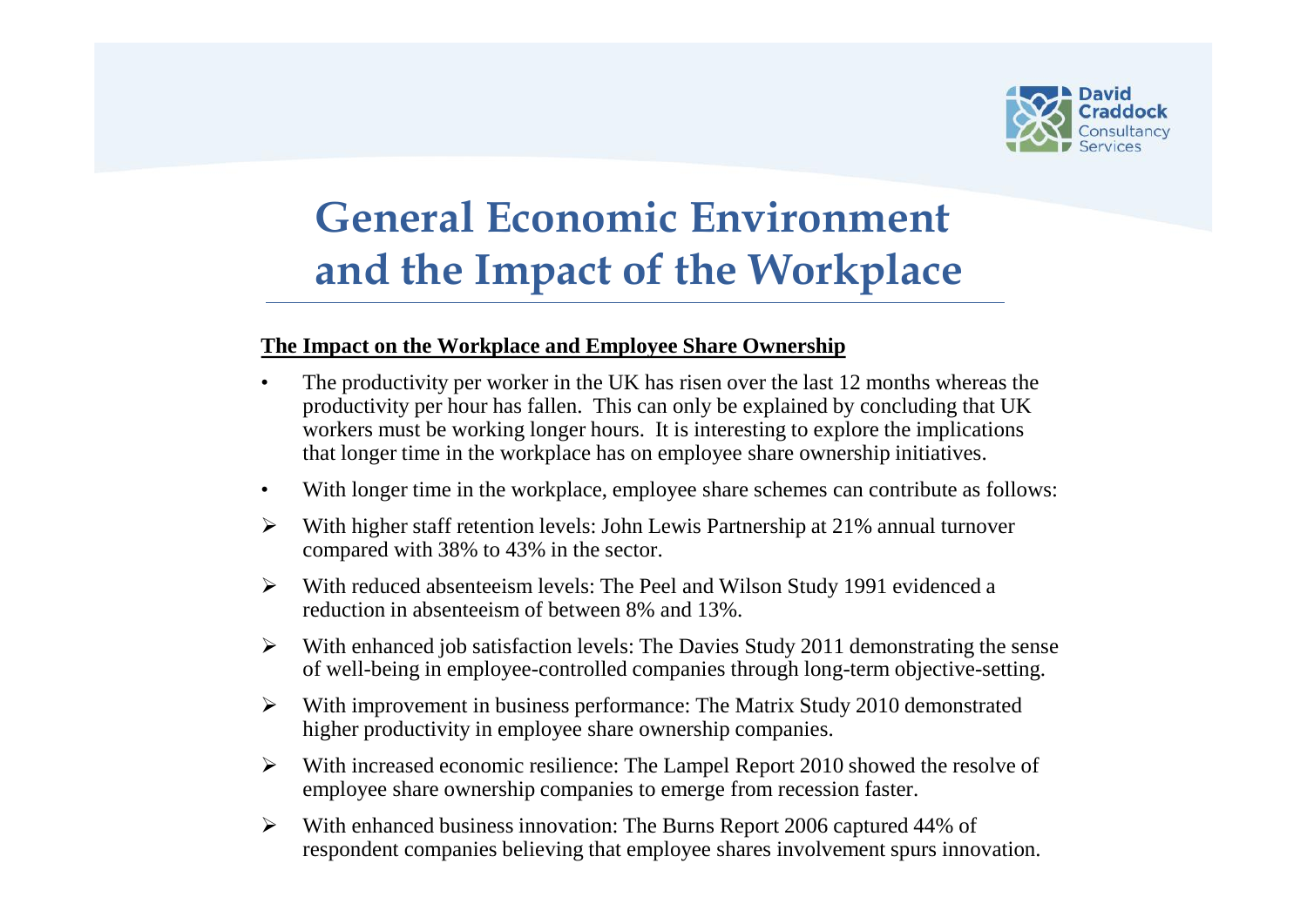# General Economic Environment and the Impact of the Workplace

**The Impact on the Workplace and Employee Share Ownership**

- The productivity per worker in the UK has risen over the last 12 months whereas the productivity per hour has fallen. This can only be explained by concluding that UK workers must be working longer hours. It is interesting to explore the implications that longer time in the workplace has on employee share ownership initiatives.
- With longer time in the workplace, employee share schemes can contribute as follows:

- With higher staff retention levels: John Lewis Partnership at 21% annual turnover compared with 38% to 43% in the sector.
- With reduced absenteeism levels: The Peel and Wilson Study 1991 evidenced a reduction in absenteeism of between 8% and 13%.
- With enhanced job satisfaction levels: The Davies Study 2011 demonstrating the sense of well-being in employee-controlled companies through long-term objective-setting.
- With improvement in business performance: The Matrix Study 2010 demonstrated higher productivity in employee share ownership companies.
- With increased economic resilience: The Lampel Report 2010 showed the resolve of employee share ownership companies to emerge from recession faster.
- With enhanced business innovation: The Burns Report 2006 captured 44% of respondent companies believing that employee shares involvement spurs innovation.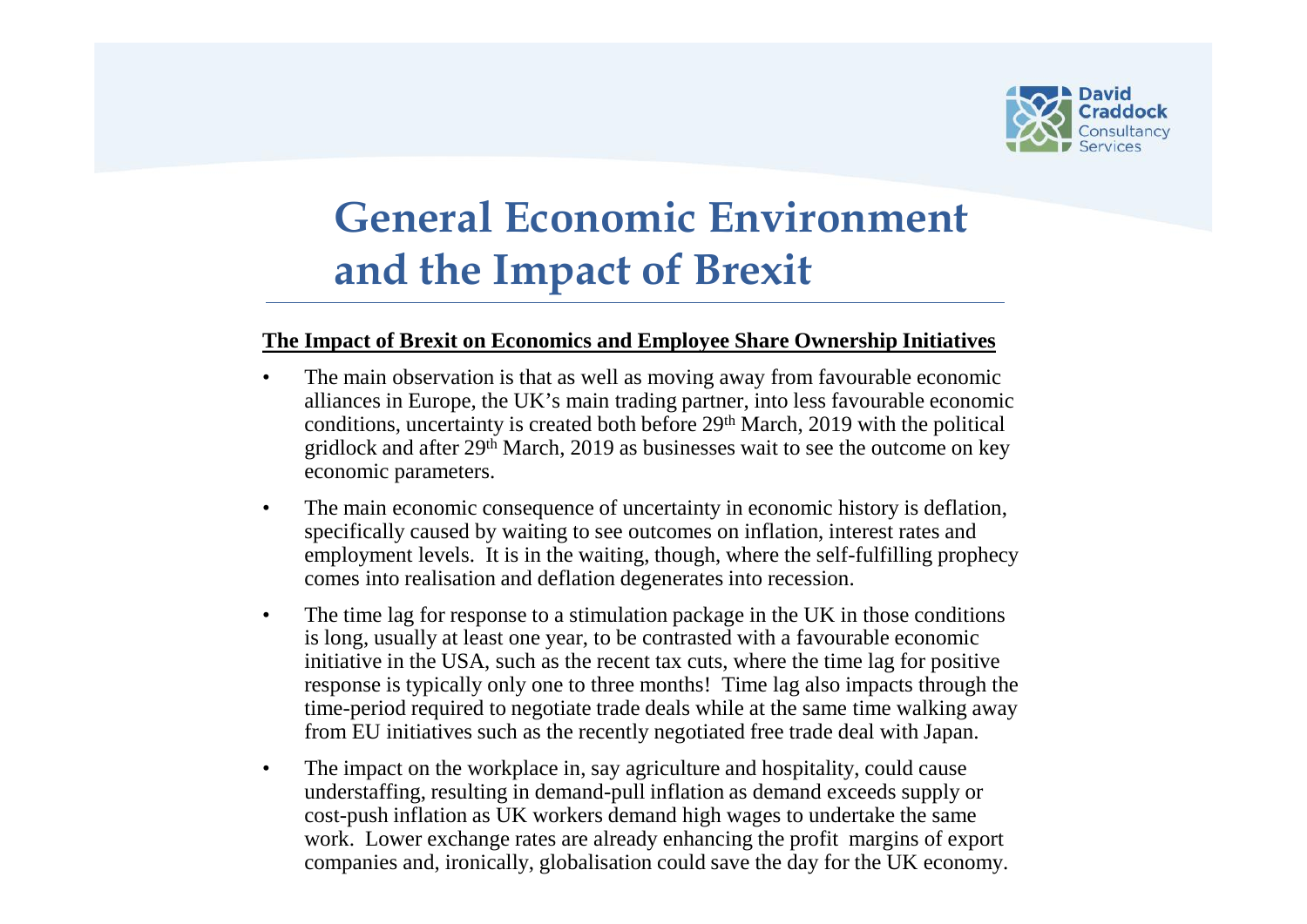# General Economic Environment and the Impact of Brexit

**The Impact of Brexit on Economics and Employee Share Ownership Initiatives**

- The main observation is that as well as moving away from favourable economic alliances in Europe, the UK's main trading partner, into less favourable economic conditions, uncertainty is created both before 29th March, 2019 with the political gridlock and after 29th March, 2019 as businesses wait to see the outcome on key economic parameters.
- The main economic consequence of uncertainty in economic history is deflation, specifically caused by waiting to see outcomes on inflation, interest rates and employment levels. It is in the waiting, though, where the self-fulfilling prophecy comes into realisation and deflation degenerates into recession.
- The time lag for response to a stimulation package in the UK in those conditions is long, usually at least one year, to be contrasted with a favourable economic initiative in the USA, such as the recent tax cuts, where the time lag for positive response is typically only one to three months! Time lag also impacts through the time-period required to negotiate trade deals while at the same time walking away from EU initiatives such as the recently negotiated free trade deal with Japan.
- The impact on the workplace in, say agriculture and hospitality, could cause understaffing, resulting in demand-pull inflation as demand exceeds supply or cost-push inflation as UK workers demand high wages to undertake the same work. Lower exchange rates are already enhancing the profit margins of export companies and, ironically, globalisation could save the day for the UK economy.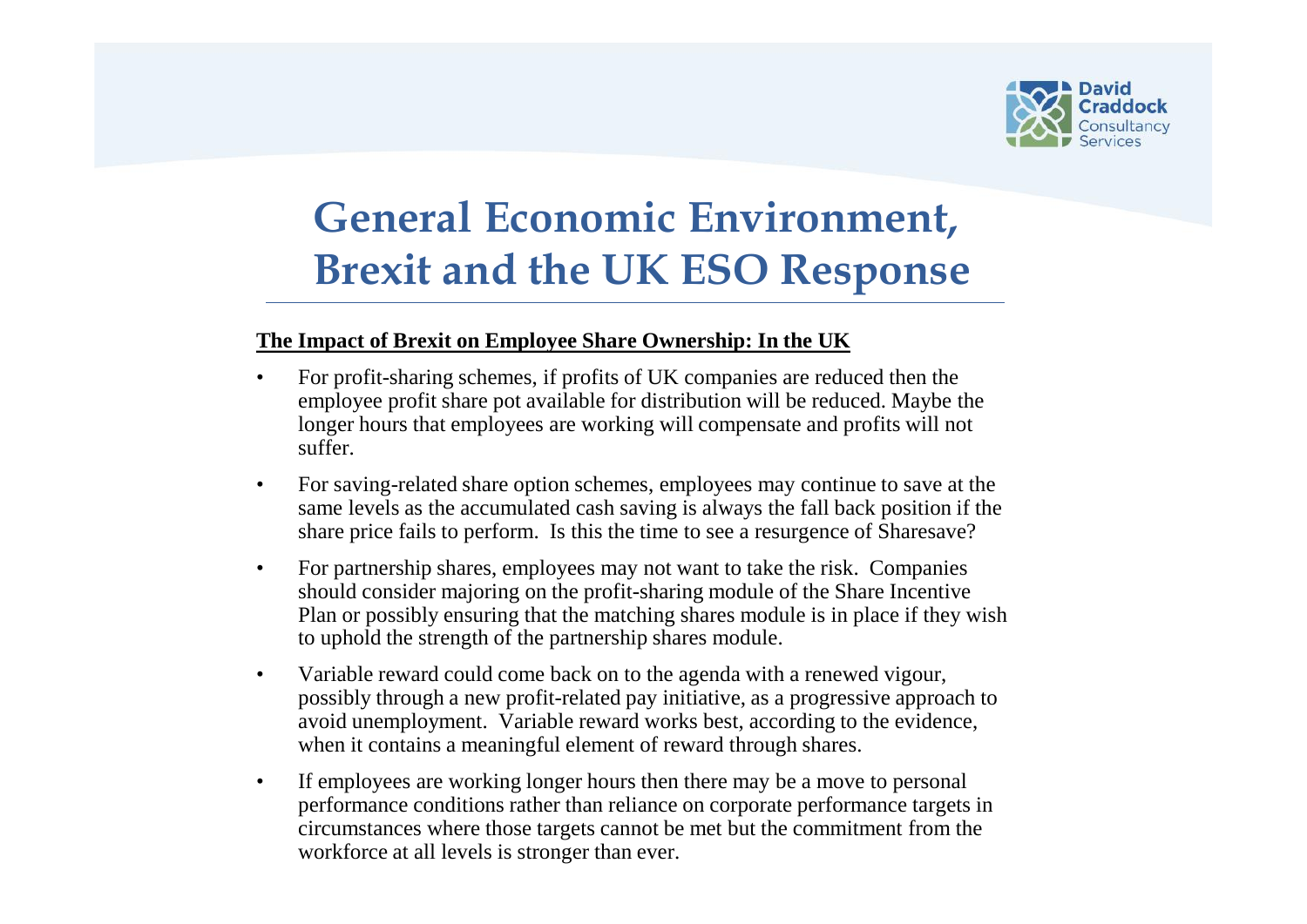# General Economic Environment, Brexit and the UK ESO Response

**The Impact of Brexit on Employee Share Ownership: In the UK**

- For profit-sharing schemes, if profits of UK companies are reduced then the employee profit share pot available for distribution will be reduced. Maybe the longer hours that employees are working will compensate and profits will not suffer.
- For saving-related share option schemes, employees may continue to save at the same levels as the accumulated cash saving is always the fall back position if the share price fails to perform. Is this the time to see a resurgence of Sharesave?
- For partnership shares, employees may not want to take the risk. Companies should consider majoring on the profit-sharing module of the Share Incentive Plan or possibly ensuring that the matching shares module is in place if they wish to uphold the strength of the partnership shares module.
- Variable reward could come back on to the agenda with a renewed vigour, possibly through a new profit-related pay initiative, as a progressive approach to avoid unemployment. Variable reward works best, according to the evidence, when it contains a meaningful element of reward through shares.
- If employees are working longer hours then there may be a move to personal performance conditions rather than reliance on corporate performance targets in circumstances where those targets cannot be met but the commitment from the workforce at all levels is stronger than ever.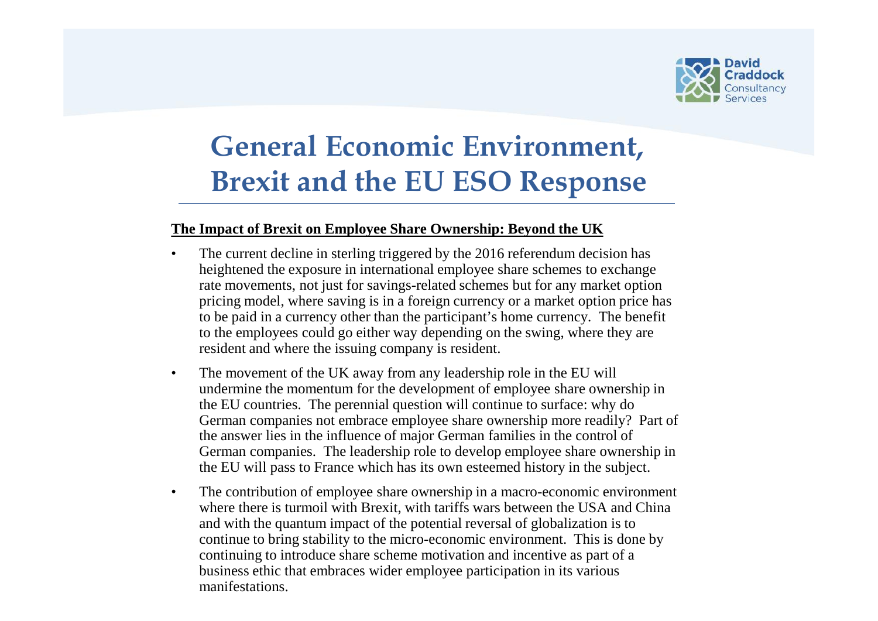# General Economic Environment, Brexit and the EU ESO Response

**The Impact of Brexit on Employee Share Ownership: Beyond the UK**

- The current decline in sterling triggered by the 2016 referendum decision has heightened the exposure in international employee share schemes to exchange rate movements, not just for savings-related schemes but for any market option pricing model, where saving is in a foreign currency or a market option price has to be paid in a currency other than the participant's home currency. The benefit to the employees could go either way depending on the swing, where they are resident and where the issuing company is resident.
- The movement of the UK away from any leadership role in the EU will undermine the momentum for the development of employee share ownership in the EU countries. The perennial question will continue to surface: why do German companies not embrace employee share ownership more readily? Part of the answer lies in the influence of major German families in the control of German companies. The leadership role to develop employee share ownership in the EU will pass to France which has its own esteemed history in the subject.
- The contribution of employee share ownership in a macro-economic environment where there is turmoil with Brexit, with tariffs wars between the USA and China and with the quantum impact of the potential reversal of globalization is to continue to bring stability to the micro-economic environment. This is done by continuing to introduce share scheme motivation and incentive as part of a business ethic that embraces wider employee participation in its various manifestations.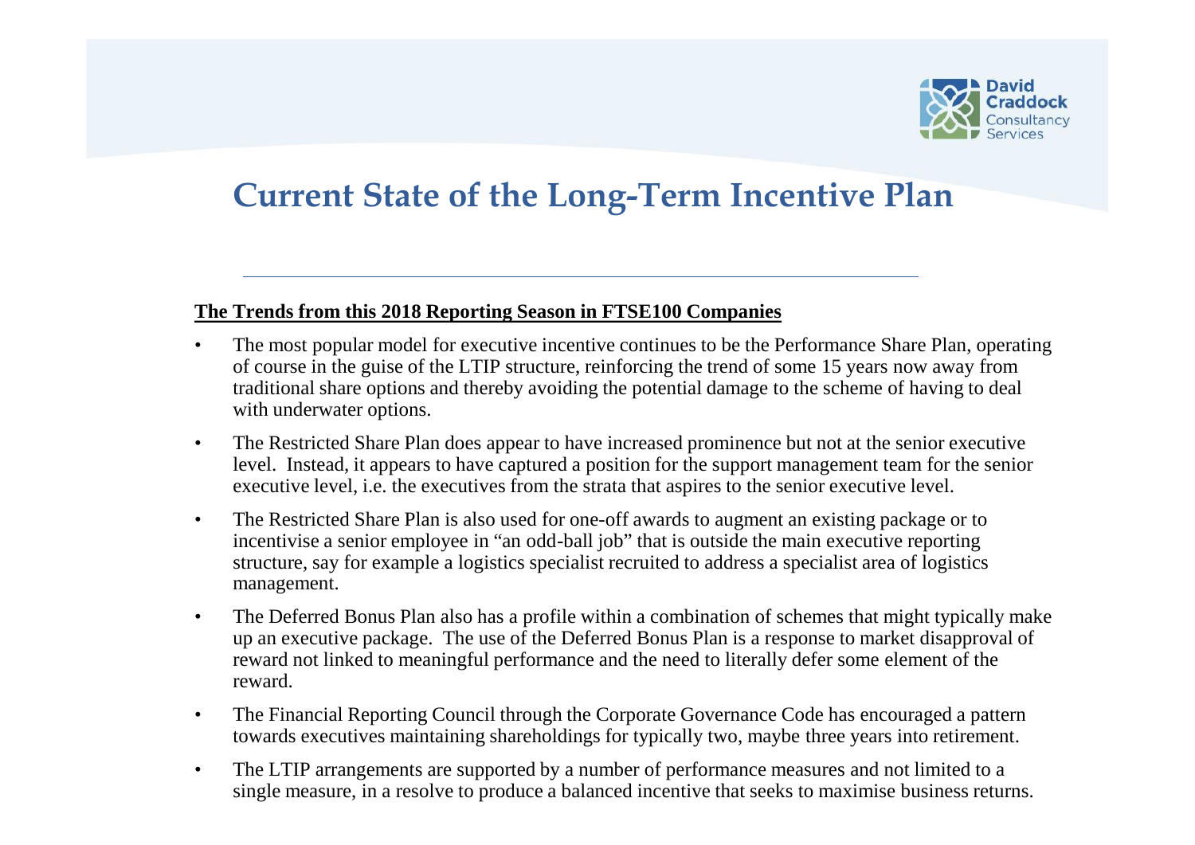# Current State of the Long-Term Incentive Plan

**<u>The Trends from this 2018 Reporting Season in FTSE100 Companies</u>**

- The most popular model for executive incentive continues to be the Performance Share Plan, operating of course in the guise of the LTIP structure, reinforcing the trend of some 15 years now away from traditional share options and thereby avoiding the potential damage to the scheme of having to deal with underwater options.
- The Restricted Share Plan does appear to have increased prominence but not at the senior executive level. Instead, it appears to have captured a position for the support management team for the senior executive level, i.e. the executives from the strata that aspires to the senior executive level.
- The Restricted Share Plan is also used for one-off awards to augment an existing package or to incentivise a senior employee in "an odd-ball job" that is outside the main executive reporting structure, say for example a logistics specialist recruited to address a specialist area of logistics management.
- The Deferred Bonus Plan also has a profile within a combination of schemes that might typically make up an executive package. The use of the Deferred Bonus Plan is a response to market disapproval of reward not linked to meaningful performance and the need to literally defer some element of the reward.
- The Financial Reporting Council through the Corporate Governance Code has encouraged a pattern towards executives maintaining shareholdings for typically two, maybe three years into retirement.
- The LTIP arrangements are supported by a number of performance measures and not limited to a single measure, in a resolve to produce a balanced incentive that seeks to maximise business returns.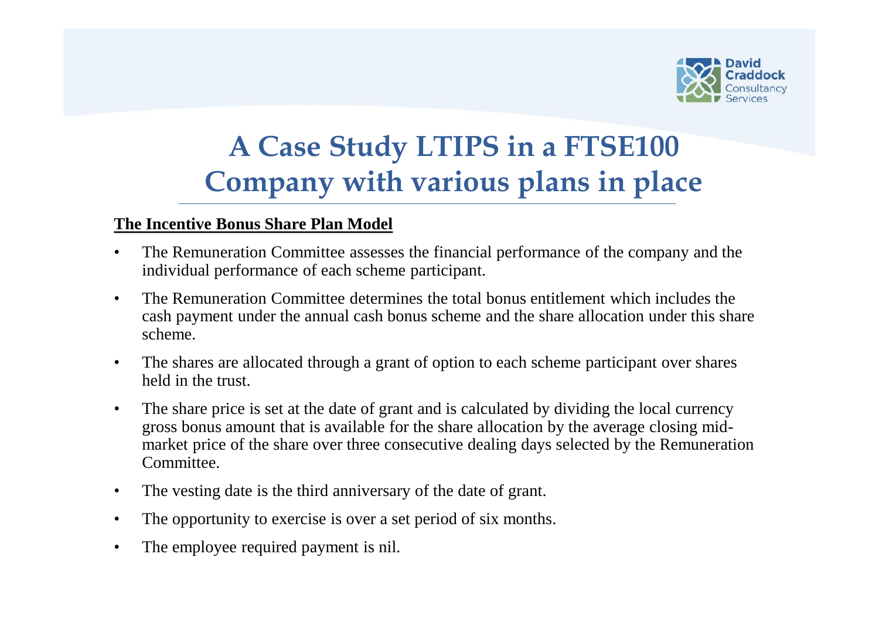# A Case Study LTIPS in a FTSE100 Company with various plans in place

**The Incentive Bonus Share Plan Model**

- The Remuneration Committee assesses the financial performance of the company and the individual performance of each scheme participant.
- The Remuneration Committee determines the total bonus entitlement which includes the cash payment under the annual cash bonus scheme and the share allocation under this share scheme.
- The shares are allocated through a grant of option to each scheme participant over shares held in the trust.
- The share price is set at the date of grant and is calculated by dividing the local currency gross bonus amount that is available for the share allocation by the average closing mid-market price of the share over three consecutive dealing days selected by the Remuneration Committee.
- The vesting date is the third anniversary of the date of grant.
- The opportunity to exercise is over a set period of six months.
- The employee required payment is nil.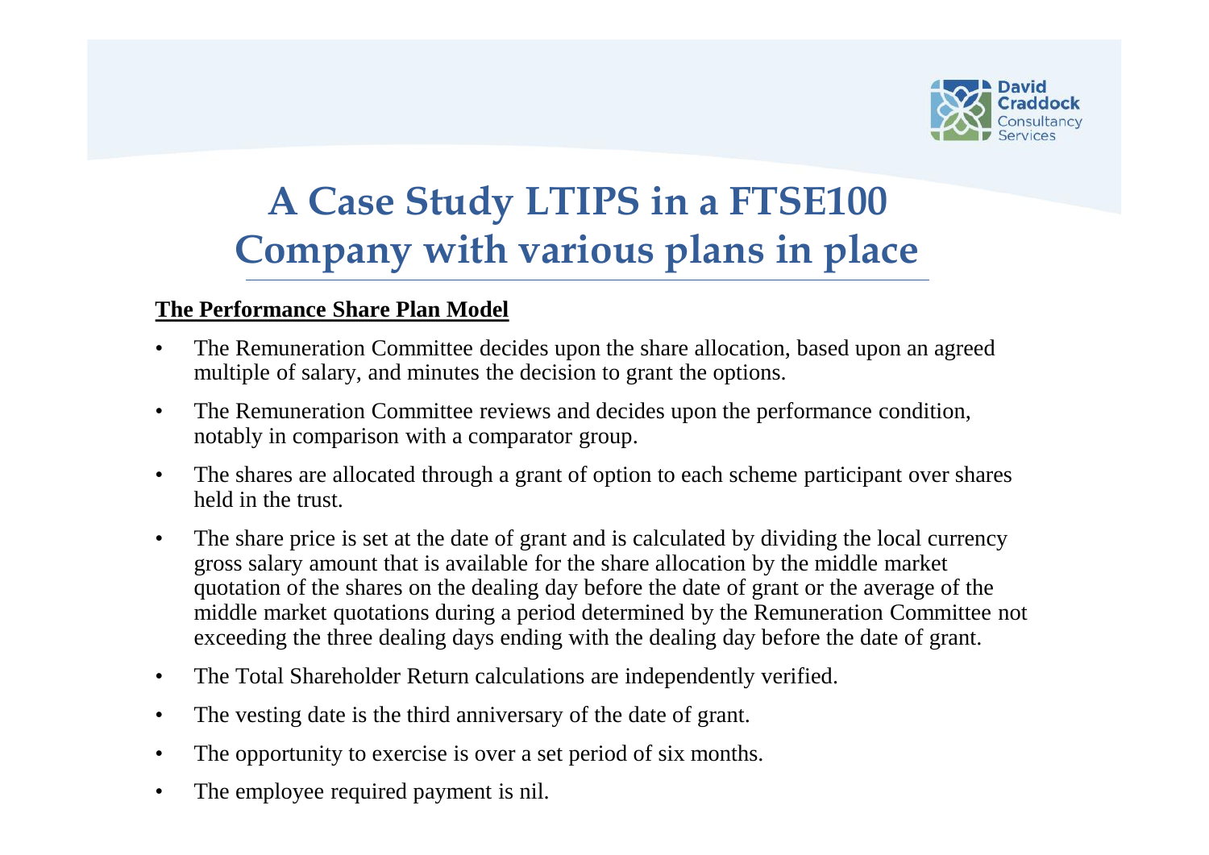# A Case Study LTIPS in a FTSE100 Company with various plans in place

**The Performance Share Plan Model**

- The Remuneration Committee decides upon the share allocation, based upon an agreed multiple of salary, and minutes the decision to grant the options.
- The Remuneration Committee reviews and decides upon the performance condition, notably in comparison with a comparator group.
- The shares are allocated through a grant of option to each scheme participant over shares held in the trust.
- The share price is set at the date of grant and is calculated by dividing the local currency gross salary amount that is available for the share allocation by the middle market quotation of the shares on the dealing day before the date of grant or the average of the middle market quotations during a period determined by the Remuneration Committee not exceeding the three dealing days ending with the dealing day before the date of grant.
- The Total Shareholder Return calculations are independently verified.
- The vesting date is the third anniversary of the date of grant.
- The opportunity to exercise is over a set period of six months.
- The employee required payment is nil.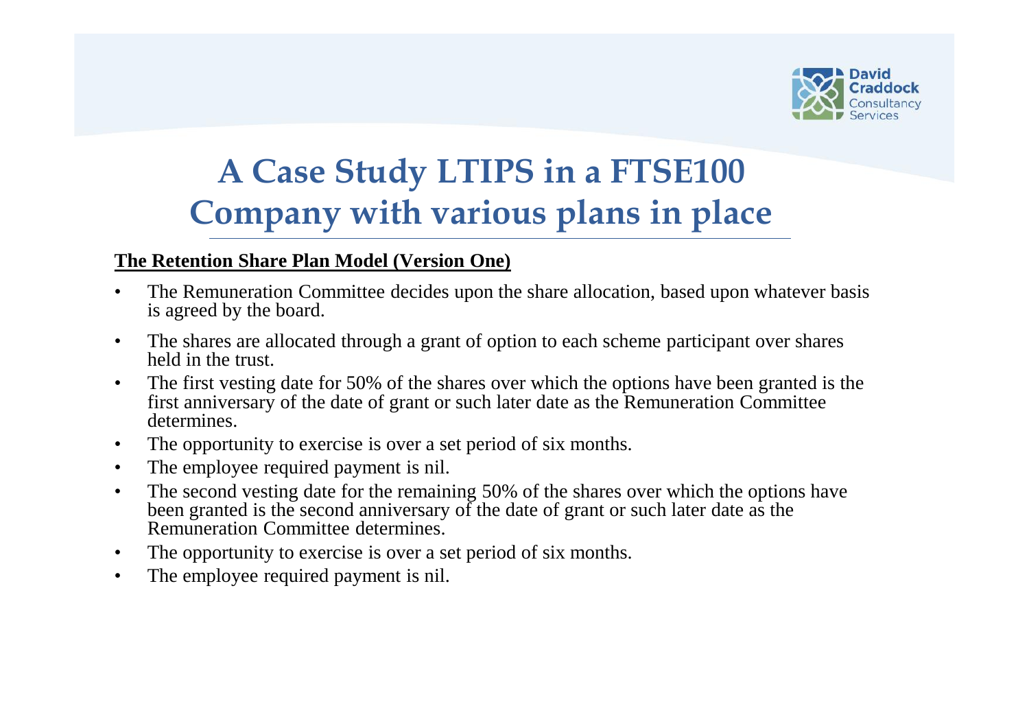# A Case Study LTIPS in a FTSE100 Company with various plans in place

**The Retention Share Plan Model (Version One)**

- The Remuneration Committee decides upon the share allocation, based upon whatever basis is agreed by the board.
- The shares are allocated through a grant of option to each scheme participant over shares held in the trust.
- The first vesting date for 50% of the shares over which the options have been granted is the first anniversary of the date of grant or such later date as the Remuneration Committee determines.
- The opportunity to exercise is over a set period of six months.
- The employee required payment is nil.
- The second vesting date for the remaining 50% of the shares over which the options have been granted is the second anniversary of the date of grant or such later date as the Remuneration Committee determines.
- The opportunity to exercise is over a set period of six months.
- The employee required payment is nil.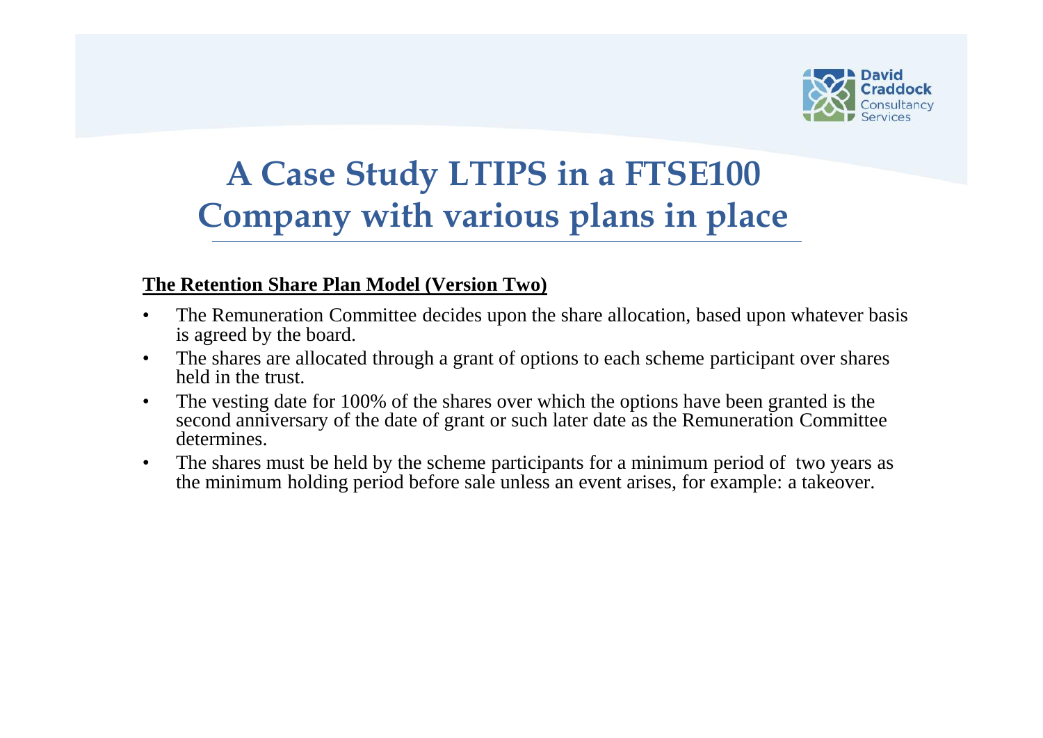# A Case Study LTIPS in a FTSE100 Company with various plans in place

**The Retention Share Plan Model (Version Two)**

- The Remuneration Committee decides upon the share allocation, based upon whatever basis is agreed by the board.
- The shares are allocated through a grant of options to each scheme participant over shares held in the trust.
- The vesting date for 100% of the shares over which the options have been granted is the second anniversary of the date of grant or such later date as the Remuneration Committee determines.
- The shares must be held by the scheme participants for a minimum period of two years as the minimum holding period before sale unless an event arises, for example: a takeover.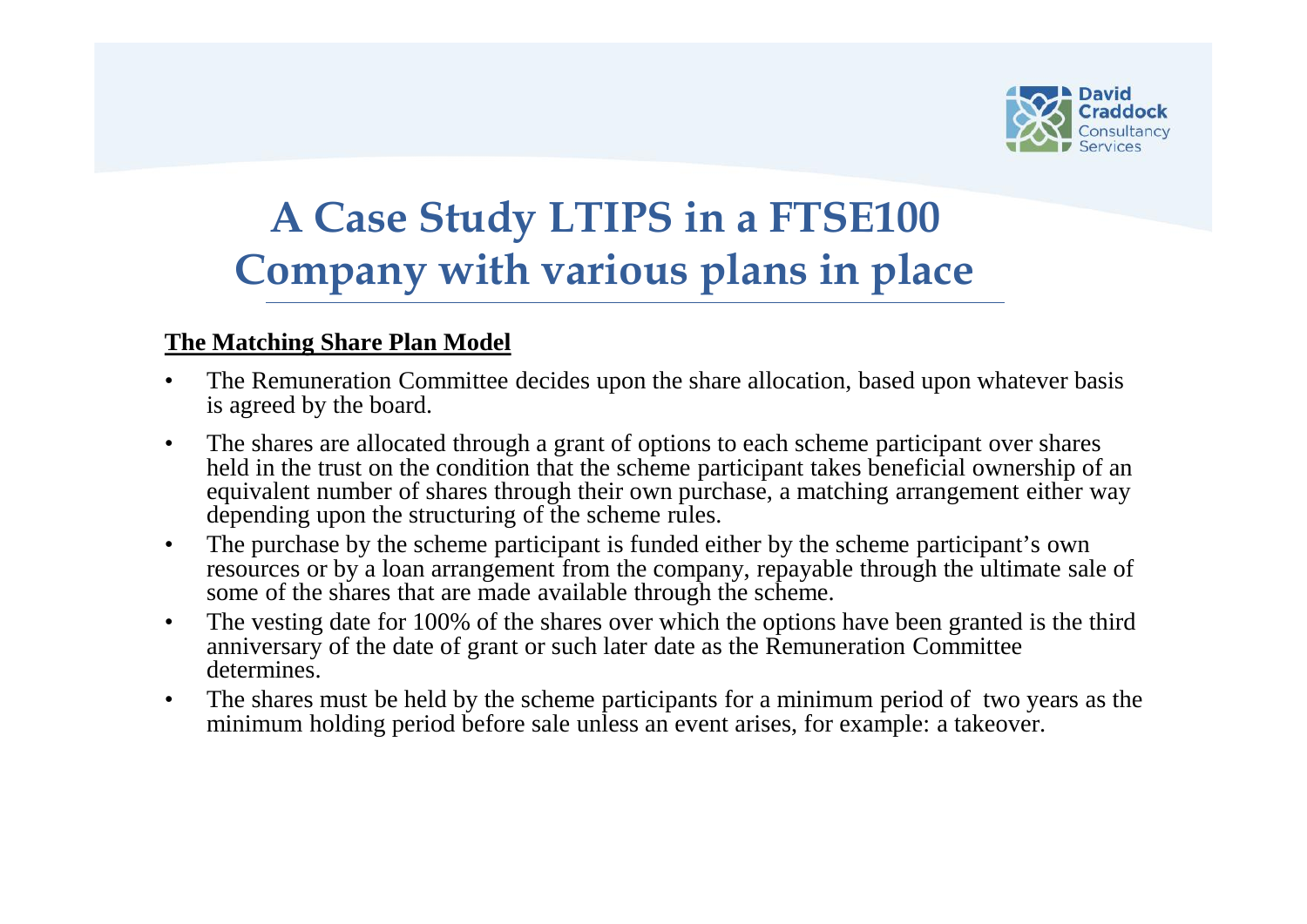# A Case Study LTIPS in a FTSE100 Company with various plans in place

**The Matching Share Plan Model**

- The Remuneration Committee decides upon the share allocation, based upon whatever basis is agreed by the board.
- The shares are allocated through a grant of options to each scheme participant over shares held in the trust on the condition that the scheme participant takes beneficial ownership of an equivalent number of shares through their own purchase, a matching arrangement either way depending upon the structuring of the scheme rules.
- The purchase by the scheme participant is funded either by the scheme participant's own resources or by a loan arrangement from the company, repayable through the ultimate sale of some of the shares that are made available through the scheme.
- The vesting date for 100% of the shares over which the options have been granted is the third anniversary of the date of grant or such later date as the Remuneration Committee determines.
- The shares must be held by the scheme participants for a minimum period of two years as the minimum holding period before sale unless an event arises, for example: a takeover.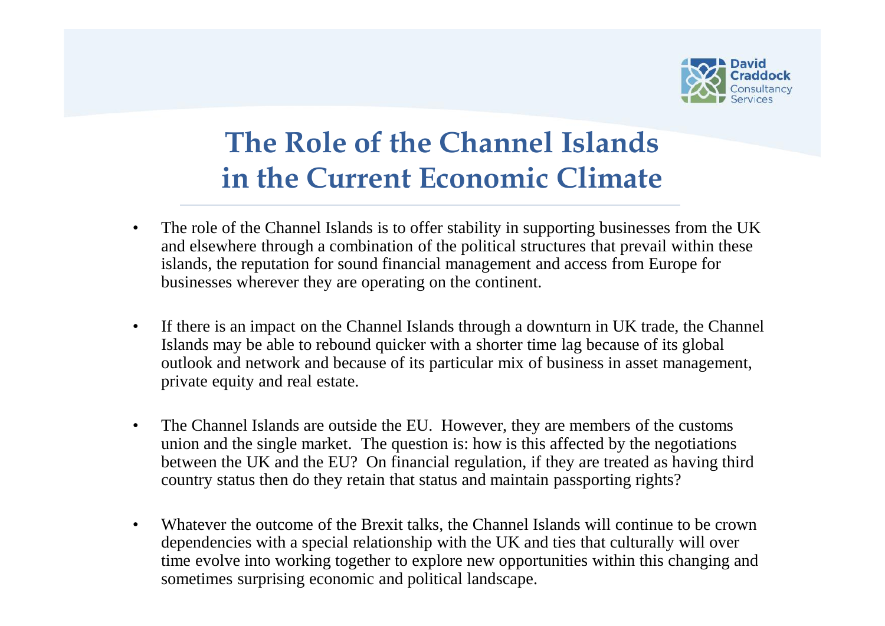# The Role of the Channel Islands in the Current Economic Climate

- The role of the Channel Islands is to offer stability in supporting businesses from the UK and elsewhere through a combination of the political structures that prevail within these islands, the reputation for sound financial management and access from Europe for businesses wherever they are operating on the continent.

- If there is an impact on the Channel Islands through a downturn in UK trade, the Channel Islands may be able to rebound quicker with a shorter time lag because of its global outlook and network and because of its particular mix of business in asset management, private equity and real estate.

- The Channel Islands are outside the EU. However, they are members of the customs union and the single market. The question is: how is this affected by the negotiations between the UK and the EU? On financial regulation, if they are treated as having third country status then do they retain that status and maintain passporting rights?

- Whatever the outcome of the Brexit talks, the Channel Islands will continue to be crown dependencies with a special relationship with the UK and ties that culturally will over time evolve into working together to explore new opportunities within this changing and sometimes surprising economic and political landscape.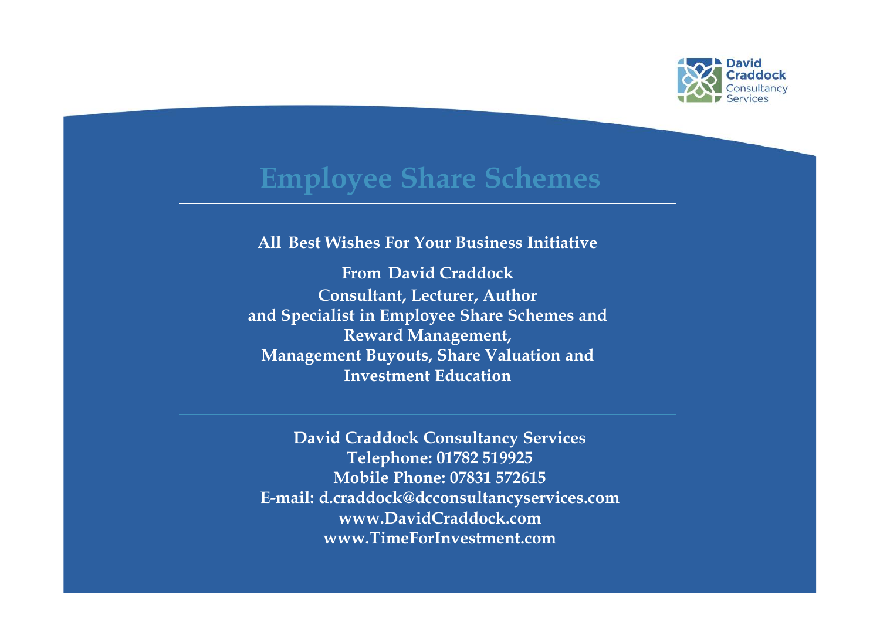# Employee Share Schemes

**All Best Wishes For Your Business Initiative**

**From David Craddock**
**Consultant, Lecturer, Author**
**and Specialist in Employee Share Schemes and Reward Management,**
**Management Buyouts, Share Valuation and Investment Education**

**David Craddock Consultancy Services**
**Telephone: 01782 519925**
**Mobile Phone: 07831 572615**
**E-mail: d.craddock@dcconsultancyservices.com**
**www.DavidCraddock.com**
**www.TimeForInvestment.com**